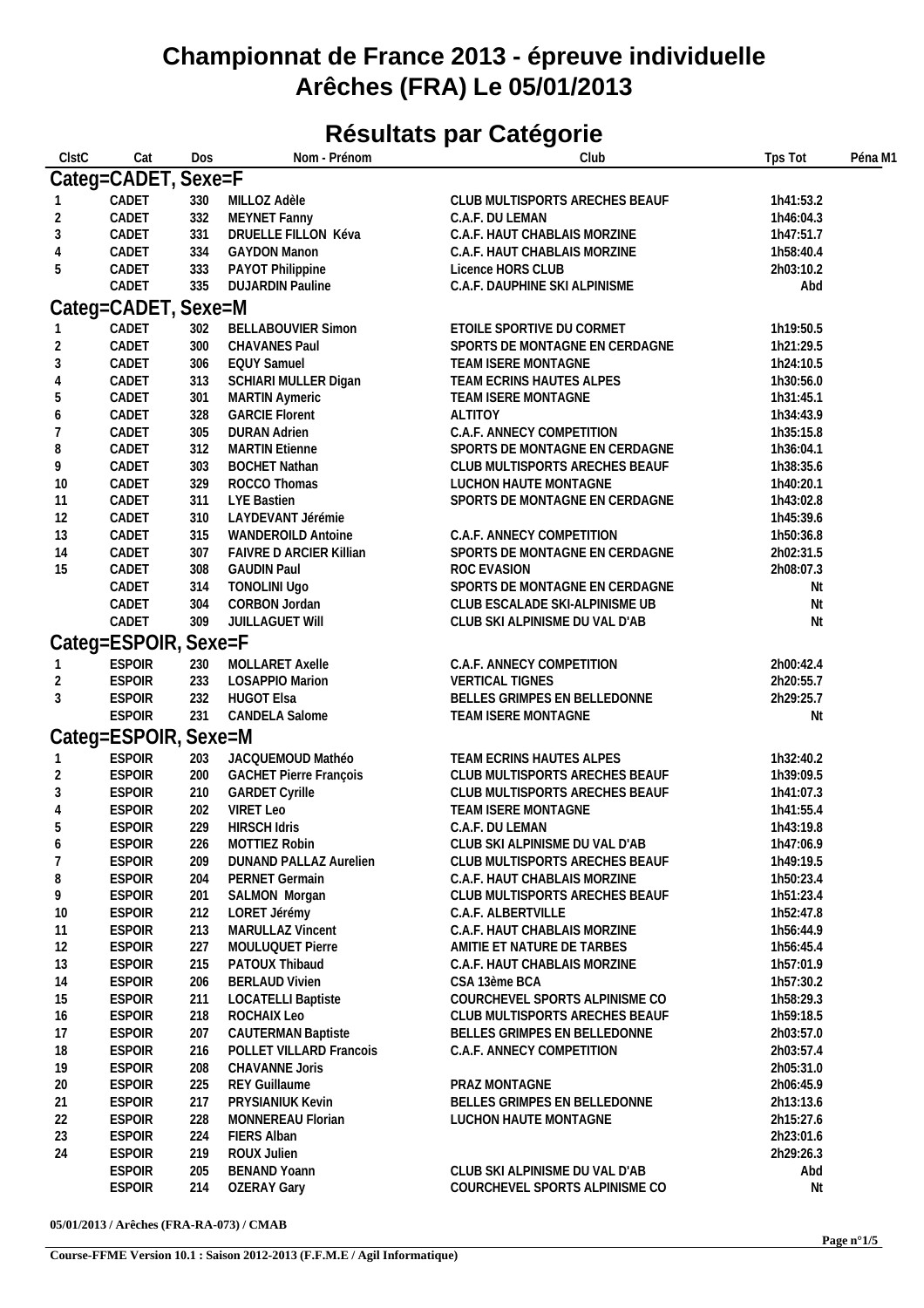# Championnat de France 2013 - épreuve individuelle
# Arêches (FRA) Le 05/01/2013

## Résultats par Catégorie

| ClstC | Cat | Dos | Nom - Prénom | Club | Tps Tot | Péna M1 |
|---|---|---|---|---|---|---|
| **Categ=CADET, Sexe=F** | | | | | | |
| 1 | CADET | 330 | MILLOZ Adèle | CLUB MULTISPORTS ARECHES BEAUF | 1h41:53.2 | |
| 2 | CADET | 332 | MEYNET Fanny | C.A.F. DU LEMAN | 1h46:04.3 | |
| 3 | CADET | 331 | DRUELLE FILLON Kéva | C.A.F. HAUT CHABLAIS MORZINE | 1h47:51.7 | |
| 4 | CADET | 334 | GAYDON Manon | C.A.F. HAUT CHABLAIS MORZINE | 1h58:40.4 | |
| 5 | CADET | 333 | PAYOT Philippine | Licence HORS CLUB | 2h03:10.2 | |
| | CADET | 335 | DUJARDIN Pauline | C.A.F. DAUPHINE SKI ALPINISME | Abd | |
| **Categ=CADET, Sexe=M** | | | | | | |
| 1 | CADET | 302 | BELLABOUVIER Simon | ETOILE SPORTIVE DU CORMET | 1h19:50.5 | |
| 2 | CADET | 300 | CHAVANES Paul | SPORTS DE MONTAGNE EN CERDAGNE | 1h21:29.5 | |
| 3 | CADET | 306 | EQUY Samuel | TEAM ISERE MONTAGNE | 1h24:10.5 | |
| 4 | CADET | 313 | SCHIARI MULLER Digan | TEAM ECRINS HAUTES ALPES | 1h30:56.0 | |
| 5 | CADET | 301 | MARTIN Aymeric | TEAM ISERE MONTAGNE | 1h31:45.1 | |
| 6 | CADET | 328 | GARCIE Florent | ALTITOY | 1h34:43.9 | |
| 7 | CADET | 305 | DURAN Adrien | C.A.F. ANNECY COMPETITION | 1h35:15.8 | |
| 8 | CADET | 312 | MARTIN Etienne | SPORTS DE MONTAGNE EN CERDAGNE | 1h36:04.1 | |
| 9 | CADET | 303 | BOCHET Nathan | CLUB MULTISPORTS ARECHES BEAUF | 1h38:35.6 | |
| 10 | CADET | 329 | ROCCO Thomas | LUCHON HAUTE MONTAGNE | 1h40:20.1 | |
| 11 | CADET | 311 | LYE Bastien | SPORTS DE MONTAGNE EN CERDAGNE | 1h43:02.8 | |
| 12 | CADET | 310 | LAYDEVANT Jérémie | | 1h45:39.6 | |
| 13 | CADET | 315 | WANDEROILD Antoine | C.A.F. ANNECY COMPETITION | 1h50:36.8 | |
| 14 | CADET | 307 | FAIVRE D ARCIER Killian | SPORTS DE MONTAGNE EN CERDAGNE | 2h02:31.5 | |
| 15 | CADET | 308 | GAUDIN Paul | ROC EVASION | 2h08:07.3 | |
| | CADET | 314 | TONOLINI Ugo | SPORTS DE MONTAGNE EN CERDAGNE | Nt | |
| | CADET | 304 | CORBON Jordan | CLUB ESCALADE SKI-ALPINISME UB | Nt | |
| | CADET | 309 | JUILLAGUET Will | CLUB SKI ALPINISME DU VAL D'AB | Nt | |
| **Categ=ESPOIR, Sexe=F** | | | | | | |
| 1 | ESPOIR | 230 | MOLLARET Axelle | C.A.F. ANNECY COMPETITION | 2h00:42.4 | |
| 2 | ESPOIR | 233 | LOSAPPIO Marion | VERTICAL TIGNES | 2h20:55.7 | |
| 3 | ESPOIR | 232 | HUGOT Elsa | BELLES GRIMPES EN BELLEDONNE | 2h29:25.7 | |
| | ESPOIR | 231 | CANDELA Salome | TEAM ISERE MONTAGNE | Nt | |
| **Categ=ESPOIR, Sexe=M** | | | | | | |
| 1 | ESPOIR | 203 | JACQUEMOUD Mathéo | TEAM ECRINS HAUTES ALPES | 1h32:40.2 | |
| 2 | ESPOIR | 200 | GACHET Pierre François | CLUB MULTISPORTS ARECHES BEAUF | 1h39:09.5 | |
| 3 | ESPOIR | 210 | GARDET Cyrille | CLUB MULTISPORTS ARECHES BEAUF | 1h41:07.3 | |
| 4 | ESPOIR | 202 | VIRET Leo | TEAM ISERE MONTAGNE | 1h41:55.4 | |
| 5 | ESPOIR | 229 | HIRSCH Idris | C.A.F. DU LEMAN | 1h43:19.8 | |
| 6 | ESPOIR | 226 | MOTTIEZ Robin | CLUB SKI ALPINISME DU VAL D'AB | 1h47:06.9 | |
| 7 | ESPOIR | 209 | DUNAND PALLAZ Aurelien | CLUB MULTISPORTS ARECHES BEAUF | 1h49:19.5 | |
| 8 | ESPOIR | 204 | PERNET Germain | C.A.F. HAUT CHABLAIS MORZINE | 1h50:23.4 | |
| 9 | ESPOIR | 201 | SALMON Morgan | CLUB MULTISPORTS ARECHES BEAUF | 1h51:23.4 | |
| 10 | ESPOIR | 212 | LORET Jérémy | C.A.F. ALBERTVILLE | 1h52:47.8 | |
| 11 | ESPOIR | 213 | MARULLAZ Vincent | C.A.F. HAUT CHABLAIS MORZINE | 1h56:44.9 | |
| 12 | ESPOIR | 227 | MOULUQUET Pierre | AMITIE ET NATURE DE TARBES | 1h56:45.4 | |
| 13 | ESPOIR | 215 | PATOUX Thibaud | C.A.F. HAUT CHABLAIS MORZINE | 1h57:01.9 | |
| 14 | ESPOIR | 206 | BERLAUD Vivien | CSA 13ème BCA | 1h57:30.2 | |
| 15 | ESPOIR | 211 | LOCATELLI Baptiste | COURCHEVEL SPORTS ALPINISME CO | 1h58:29.3 | |
| 16 | ESPOIR | 218 | ROCHAIX Leo | CLUB MULTISPORTS ARECHES BEAUF | 1h59:18.5 | |
| 17 | ESPOIR | 207 | CAUTERMAN Baptiste | BELLES GRIMPES EN BELLEDONNE | 2h03:57.0 | |
| 18 | ESPOIR | 216 | POLLET VILLARD Francois | C.A.F. ANNECY COMPETITION | 2h03:57.4 | |
| 19 | ESPOIR | 208 | CHAVANNE Joris | | 2h05:31.0 | |
| 20 | ESPOIR | 225 | REY Guillaume | PRAZ MONTAGNE | 2h06:45.9 | |
| 21 | ESPOIR | 217 | PRYSIANIUK Kevin | BELLES GRIMPES EN BELLEDONNE | 2h13:13.6 | |
| 22 | ESPOIR | 228 | MONNEREAU Florian | LUCHON HAUTE MONTAGNE | 2h15:27.6 | |
| 23 | ESPOIR | 224 | FIERS Alban | | 2h23:01.6 | |
| 24 | ESPOIR | 219 | ROUX Julien | | 2h29:26.3 | |
| | ESPOIR | 205 | BENAND Yoann | CLUB SKI ALPINISME DU VAL D'AB | Abd | |
| | ESPOIR | 214 | OZERAY Gary | COURCHEVEL SPORTS ALPINISME CO | Nt | |

**05/01/2013 / Arêches (FRA-RA-073) / CMAB**

**Course-FFME Version 10.1 : Saison 2012-2013 (F.F.M.E / Agil Informatique)**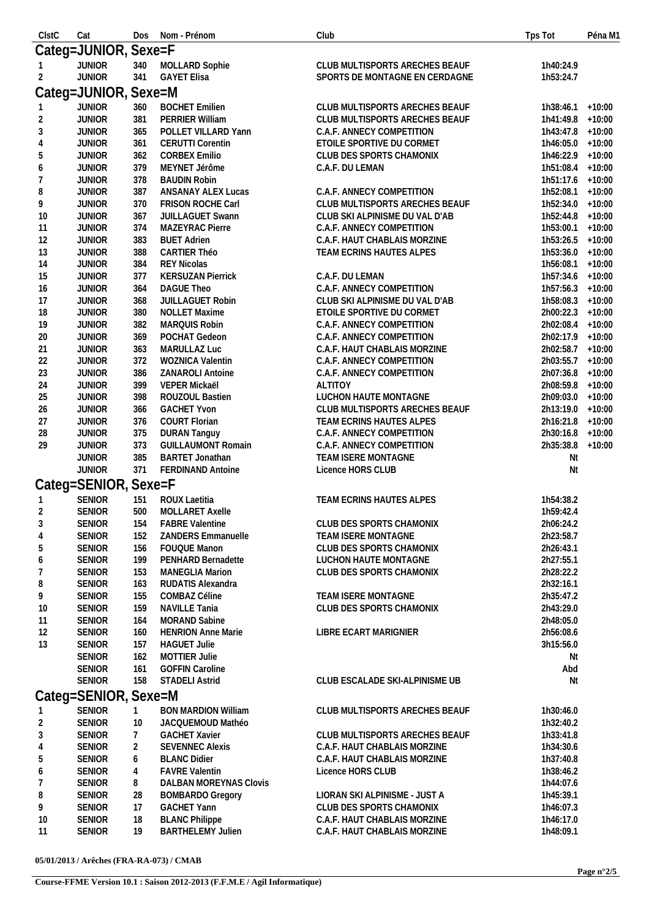| ClstC | Cat | Dos | Nom - Prénom | Club | Tps Tot | Péna M1 |
|---|---|---|---|---|---|---|
| **Categ=JUNIOR, Sexe=F** | | | | | | |
| 1 | JUNIOR | 340 | MOLLARD Sophie | CLUB MULTISPORTS ARECHES BEAUF | 1h40:24.9 | |
| 2 | JUNIOR | 341 | GAYET Elisa | SPORTS DE MONTAGNE EN CERDAGNE | 1h53:24.7 | |
| **Categ=JUNIOR, Sexe=M** | | | | | | |
| 1 | JUNIOR | 360 | BOCHET Emilien | CLUB MULTISPORTS ARECHES BEAUF | 1h38:46.1 | +10:00 |
| 2 | JUNIOR | 381 | PERRIER William | CLUB MULTISPORTS ARECHES BEAUF | 1h41:49.8 | +10:00 |
| 3 | JUNIOR | 365 | POLLET VILLARD Yann | C.A.F. ANNECY COMPETITION | 1h43:47.8 | +10:00 |
| 4 | JUNIOR | 361 | CERUTTI Corentin | ETOILE SPORTIVE DU CORMET | 1h46:05.0 | +10:00 |
| 5 | JUNIOR | 362 | CORBEX Emilio | CLUB DES SPORTS CHAMONIX | 1h46:22.9 | +10:00 |
| 6 | JUNIOR | 379 | MEYNET Jérôme | C.A.F. DU LEMAN | 1h51:08.4 | +10:00 |
| 7 | JUNIOR | 378 | BAUDIN Robin | | 1h51:17.6 | +10:00 |
| 8 | JUNIOR | 387 | ANSANAY ALEX Lucas | C.A.F. ANNECY COMPETITION | 1h52:08.1 | +10:00 |
| 9 | JUNIOR | 370 | FRISON ROCHE Carl | CLUB MULTISPORTS ARECHES BEAUF | 1h52:34.0 | +10:00 |
| 10 | JUNIOR | 367 | JUILLAGUET Swann | CLUB SKI ALPINISME DU VAL D'AB | 1h52:44.8 | +10:00 |
| 11 | JUNIOR | 374 | MAZEYRAC Pierre | C.A.F. ANNECY COMPETITION | 1h53:00.1 | +10:00 |
| 12 | JUNIOR | 383 | BUET Adrien | C.A.F. HAUT CHABLAIS MORZINE | 1h53:26.5 | +10:00 |
| 13 | JUNIOR | 388 | CARTIER Théo | TEAM ECRINS HAUTES ALPES | 1h53:36.0 | +10:00 |
| 14 | JUNIOR | 384 | REY Nicolas | | 1h56:08.1 | +10:00 |
| 15 | JUNIOR | 377 | KERSUZAN Pierrick | C.A.F. DU LEMAN | 1h57:34.6 | +10:00 |
| 16 | JUNIOR | 364 | DAGUE Theo | C.A.F. ANNECY COMPETITION | 1h57:56.3 | +10:00 |
| 17 | JUNIOR | 368 | JUILLAGUET Robin | CLUB SKI ALPINISME DU VAL D'AB | 1h58:08.3 | +10:00 |
| 18 | JUNIOR | 380 | NOLLET Maxime | ETOILE SPORTIVE DU CORMET | 2h00:22.3 | +10:00 |
| 19 | JUNIOR | 382 | MARQUIS Robin | C.A.F. ANNECY COMPETITION | 2h02:08.4 | +10:00 |
| 20 | JUNIOR | 369 | POCHAT Gedeon | C.A.F. ANNECY COMPETITION | 2h02:17.9 | +10:00 |
| 21 | JUNIOR | 363 | MARULLAZ Luc | C.A.F. HAUT CHABLAIS MORZINE | 2h02:58.7 | +10:00 |
| 22 | JUNIOR | 372 | WOZNICA Valentin | C.A.F. ANNECY COMPETITION | 2h03:55.7 | +10:00 |
| 23 | JUNIOR | 386 | ZANAROLI Antoine | C.A.F. ANNECY COMPETITION | 2h07:36.8 | +10:00 |
| 24 | JUNIOR | 399 | VEPER Mickaël | ALTITOY | 2h08:59.8 | +10:00 |
| 25 | JUNIOR | 398 | ROUZOUL Bastien | LUCHON HAUTE MONTAGNE | 2h09:03.0 | +10:00 |
| 26 | JUNIOR | 366 | GACHET Yvon | CLUB MULTISPORTS ARECHES BEAUF | 2h13:19.0 | +10:00 |
| 27 | JUNIOR | 376 | COURT Florian | TEAM ECRINS HAUTES ALPES | 2h16:21.8 | +10:00 |
| 28 | JUNIOR | 375 | DURAN Tanguy | C.A.F. ANNECY COMPETITION | 2h30:16.8 | +10:00 |
| 29 | JUNIOR | 373 | GUILLAUMONT Romain | C.A.F. ANNECY COMPETITION | 2h35:38.8 | +10:00 |
| | JUNIOR | 385 | BARTET Jonathan | TEAM ISERE MONTAGNE | Nt | |
| | JUNIOR | 371 | FERDINAND Antoine | Licence HORS CLUB | Nt | |
| **Categ=SENIOR, Sexe=F** | | | | | | |
| 1 | SENIOR | 151 | ROUX Laetitia | TEAM ECRINS HAUTES ALPES | 1h54:38.2 | |
| 2 | SENIOR | 500 | MOLLARET Axelle | | 1h59:42.4 | |
| 3 | SENIOR | 154 | FABRE Valentine | CLUB DES SPORTS CHAMONIX | 2h06:24.2 | |
| 4 | SENIOR | 152 | ZANDERS Emmanuelle | TEAM ISERE MONTAGNE | 2h23:58.7 | |
| 5 | SENIOR | 156 | FOUQUE Manon | CLUB DES SPORTS CHAMONIX | 2h26:43.1 | |
| 6 | SENIOR | 199 | PENHARD Bernadette | LUCHON HAUTE MONTAGNE | 2h27:55.1 | |
| 7 | SENIOR | 153 | MANEGLIA Marion | CLUB DES SPORTS CHAMONIX | 2h28:22.2 | |
| 8 | SENIOR | 163 | RUDATIS Alexandra | | 2h32:16.1 | |
| 9 | SENIOR | 155 | COMBAZ Céline | TEAM ISERE MONTAGNE | 2h35:47.2 | |
| 10 | SENIOR | 159 | NAVILLE Tania | CLUB DES SPORTS CHAMONIX | 2h43:29.0 | |
| 11 | SENIOR | 164 | MORAND Sabine | | 2h48:05.0 | |
| 12 | SENIOR | 160 | HENRION Anne Marie | LIBRE ECART MARIGNIER | 2h56:08.6 | |
| 13 | SENIOR | 157 | HAGUET Julie | | 3h15:56.0 | |
| | SENIOR | 162 | MOTTIER Julie | | Nt | |
| | SENIOR | 161 | GOFFIN Caroline | | Abd | |
| | SENIOR | 158 | STADELI Astrid | CLUB ESCALADE SKI-ALPINISME UB | Nt | |
| **Categ=SENIOR, Sexe=M** | | | | | | |
| 1 | SENIOR | 1 | BON MARDION William | CLUB MULTISPORTS ARECHES BEAUF | 1h30:46.0 | |
| 2 | SENIOR | 10 | JACQUEMOUD Mathéo | | 1h32:40.2 | |
| 3 | SENIOR | 7 | GACHET Xavier | CLUB MULTISPORTS ARECHES BEAUF | 1h33:41.8 | |
| 4 | SENIOR | 2 | SEVENNEC Alexis | C.A.F. HAUT CHABLAIS MORZINE | 1h34:30.6 | |
| 5 | SENIOR | 6 | BLANC Didier | C.A.F. HAUT CHABLAIS MORZINE | 1h37:40.8 | |
| 6 | SENIOR | 4 | FAVRE Valentin | Licence HORS CLUB | 1h38:46.2 | |
| 7 | SENIOR | 8 | DALBAN MOREYNAS Clovis | | 1h44:07.6 | |
| 8 | SENIOR | 28 | BOMBARDO Gregory | LIORAN SKI ALPINISME - JUST A | 1h45:39.1 | |
| 9 | SENIOR | 17 | GACHET Yann | CLUB DES SPORTS CHAMONIX | 1h46:07.3 | |
| 10 | SENIOR | 18 | BLANC Philippe | C.A.F. HAUT CHABLAIS MORZINE | 1h46:17.0 | |
| 11 | SENIOR | 19 | BARTHELEMY Julien | C.A.F. HAUT CHABLAIS MORZINE | 1h48:09.1 | |

**05/01/2013 / Arêches (FRA-RA-073) / CMAB**

**Course-FFME Version 10.1 : Saison 2012-2013 (F.F.M.E / Agil Informatique)**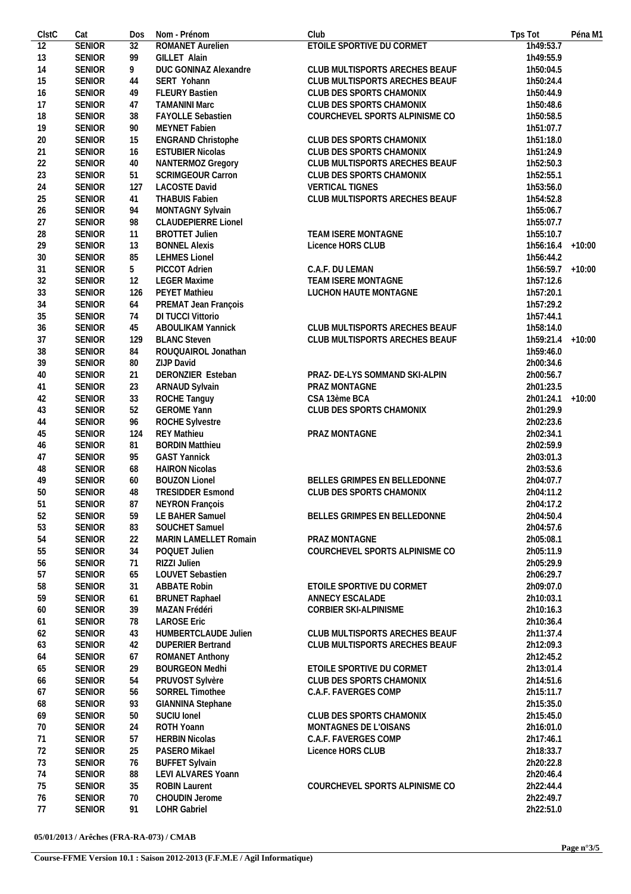| ClstC | Cat | Dos | Nom - Prénom | Club | Tps Tot | Péna M1 |
|---|---|---|---|---|---|---|
| 12 | SENIOR | 32 | ROMANET Aurelien | ETOILE SPORTIVE DU CORMET | 1h49:53.7 | |
| 13 | SENIOR | 99 | GILLET Alain | | 1h49:55.9 | |
| 14 | SENIOR | 9 | DUC GONINAZ Alexandre | CLUB MULTISPORTS ARECHES BEAUF | 1h50:04.5 | |
| 15 | SENIOR | 44 | SERT Yohann | CLUB MULTISPORTS ARECHES BEAUF | 1h50:24.4 | |
| 16 | SENIOR | 49 | FLEURY Bastien | CLUB DES SPORTS CHAMONIX | 1h50:44.9 | |
| 17 | SENIOR | 47 | TAMANINI Marc | CLUB DES SPORTS CHAMONIX | 1h50:48.6 | |
| 18 | SENIOR | 38 | FAYOLLE Sebastien | COURCHEVEL SPORTS ALPINISME CO | 1h50:58.5 | |
| 19 | SENIOR | 90 | MEYNET Fabien | | 1h51:07.7 | |
| 20 | SENIOR | 15 | ENGRAND Christophe | CLUB DES SPORTS CHAMONIX | 1h51:18.0 | |
| 21 | SENIOR | 16 | ESTUBIER Nicolas | CLUB DES SPORTS CHAMONIX | 1h51:24.9 | |
| 22 | SENIOR | 40 | NANTERMOZ Gregory | CLUB MULTISPORTS ARECHES BEAUF | 1h52:50.3 | |
| 23 | SENIOR | 51 | SCRIMGEOUR Carron | CLUB DES SPORTS CHAMONIX | 1h52:55.1 | |
| 24 | SENIOR | 127 | LACOSTE David | VERTICAL TIGNES | 1h53:56.0 | |
| 25 | SENIOR | 41 | THABUIS Fabien | CLUB MULTISPORTS ARECHES BEAUF | 1h54:52.8 | |
| 26 | SENIOR | 94 | MONTAGNY Sylvain | | 1h55:06.7 | |
| 27 | SENIOR | 98 | CLAUDEPIERRE Lionel | | 1h55:07.7 | |
| 28 | SENIOR | 11 | BROTTET Julien | TEAM ISERE MONTAGNE | 1h55:10.7 | |
| 29 | SENIOR | 13 | BONNEL Alexis | Licence HORS CLUB | 1h56:16.4 | +10:00 |
| 30 | SENIOR | 85 | LEHMES Lionel | | 1h56:44.2 | |
| 31 | SENIOR | 5 | PICCOT Adrien | C.A.F. DU LEMAN | 1h56:59.7 | +10:00 |
| 32 | SENIOR | 12 | LEGER Maxime | TEAM ISERE MONTAGNE | 1h57:12.6 | |
| 33 | SENIOR | 126 | PEYET Mathieu | LUCHON HAUTE MONTAGNE | 1h57:20.1 | |
| 34 | SENIOR | 64 | PREMAT Jean François | | 1h57:29.2 | |
| 35 | SENIOR | 74 | DI TUCCI Vittorio | | 1h57:44.1 | |
| 36 | SENIOR | 45 | ABOULIKAM Yannick | CLUB MULTISPORTS ARECHES BEAUF | 1h58:14.0 | |
| 37 | SENIOR | 129 | BLANC Steven | CLUB MULTISPORTS ARECHES BEAUF | 1h59:21.4 | +10:00 |
| 38 | SENIOR | 84 | ROUQUAIROL Jonathan | | 1h59:46.0 | |
| 39 | SENIOR | 80 | ZIJP David | | 2h00:34.6 | |
| 40 | SENIOR | 21 | DERONZIER Esteban | PRAZ- DE-LYS SOMMAND SKI-ALPIN | 2h00:56.7 | |
| 41 | SENIOR | 23 | ARNAUD Sylvain | PRAZ MONTAGNE | 2h01:23.5 | |
| 42 | SENIOR | 33 | ROCHE Tanguy | CSA 13ème BCA | 2h01:24.1 | +10:00 |
| 43 | SENIOR | 52 | GEROME Yann | CLUB DES SPORTS CHAMONIX | 2h01:29.9 | |
| 44 | SENIOR | 96 | ROCHE Sylvestre | | 2h02:23.6 | |
| 45 | SENIOR | 124 | REY Mathieu | PRAZ MONTAGNE | 2h02:34.1 | |
| 46 | SENIOR | 81 | BORDIN Matthieu | | 2h02:59.9 | |
| 47 | SENIOR | 95 | GAST Yannick | | 2h03:01.3 | |
| 48 | SENIOR | 68 | HAIRON Nicolas | | 2h03:53.6 | |
| 49 | SENIOR | 60 | BOUZON Lionel | BELLES GRIMPES EN BELLEDONNE | 2h04:07.7 | |
| 50 | SENIOR | 48 | TRESIDDER Esmond | CLUB DES SPORTS CHAMONIX | 2h04:11.2 | |
| 51 | SENIOR | 87 | NEYRON François | | 2h04:17.2 | |
| 52 | SENIOR | 59 | LE BAHER Samuel | BELLES GRIMPES EN BELLEDONNE | 2h04:50.4 | |
| 53 | SENIOR | 83 | SOUCHET Samuel | | 2h04:57.6 | |
| 54 | SENIOR | 22 | MARIN LAMELLET Romain | PRAZ MONTAGNE | 2h05:08.1 | |
| 55 | SENIOR | 34 | POQUET Julien | COURCHEVEL SPORTS ALPINISME CO | 2h05:11.9 | |
| 56 | SENIOR | 71 | RIZZI Julien | | 2h05:29.9 | |
| 57 | SENIOR | 65 | LOUVET Sebastien | | 2h06:29.7 | |
| 58 | SENIOR | 31 | ABBATE Robin | ETOILE SPORTIVE DU CORMET | 2h09:07.0 | |
| 59 | SENIOR | 61 | BRUNET Raphael | ANNECY ESCALADE | 2h10:03.1 | |
| 60 | SENIOR | 39 | MAZAN Frédéri | CORBIER SKI-ALPINISME | 2h10:16.3 | |
| 61 | SENIOR | 78 | LAROSE Eric | | 2h10:36.4 | |
| 62 | SENIOR | 43 | HUMBERTCLAUDE Julien | CLUB MULTISPORTS ARECHES BEAUF | 2h11:37.4 | |
| 63 | SENIOR | 42 | DUPERIER Bertrand | CLUB MULTISPORTS ARECHES BEAUF | 2h12:09.3 | |
| 64 | SENIOR | 67 | ROMANET Anthony | | 2h12:45.2 | |
| 65 | SENIOR | 29 | BOURGEON Medhi | ETOILE SPORTIVE DU CORMET | 2h13:01.4 | |
| 66 | SENIOR | 54 | PRUVOST Sylvère | CLUB DES SPORTS CHAMONIX | 2h14:51.6 | |
| 67 | SENIOR | 56 | SORREL Timothee | C.A.F. FAVERGES COMP | 2h15:11.7 | |
| 68 | SENIOR | 93 | GIANNINA Stephane | | 2h15:35.0 | |
| 69 | SENIOR | 50 | SUCIU Ionel | CLUB DES SPORTS CHAMONIX | 2h15:45.0 | |
| 70 | SENIOR | 24 | ROTH Yoann | MONTAGNES DE L'OISANS | 2h16:01.0 | |
| 71 | SENIOR | 57 | HERBIN Nicolas | C.A.F. FAVERGES COMP | 2h17:46.1 | |
| 72 | SENIOR | 25 | PASERO Mikael | Licence HORS CLUB | 2h18:33.7 | |
| 73 | SENIOR | 76 | BUFFET Sylvain | | 2h20:22.8 | |
| 74 | SENIOR | 88 | LEVI ALVARES Yoann | | 2h20:46.4 | |
| 75 | SENIOR | 35 | ROBIN Laurent | COURCHEVEL SPORTS ALPINISME CO | 2h22:44.4 | |
| 76 | SENIOR | 70 | CHOUDIN Jerome | | 2h22:49.7 | |
| 77 | SENIOR | 91 | LOHR Gabriel | | 2h22:51.0 | |

**05/01/2013 / Arêches (FRA-RA-073) / CMAB**

**Course-FFME Version 10.1 : Saison 2012-2013 (F.F.M.E / Agil Informatique)**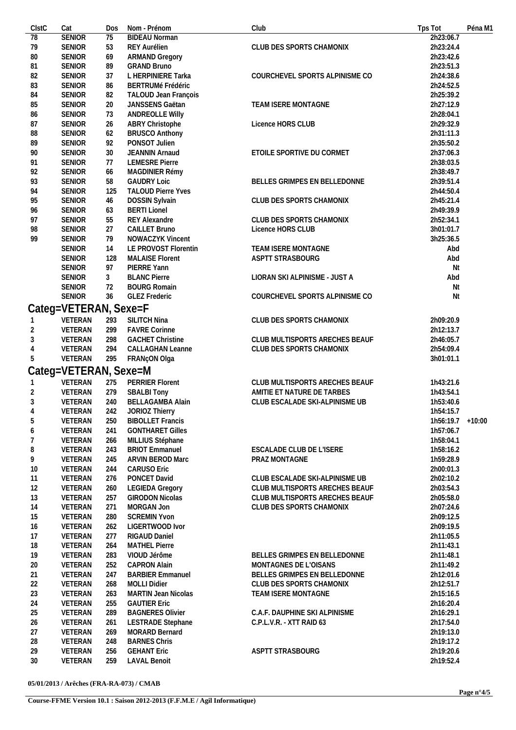| ClstC | Cat | Dos | Nom - Prénom | Club | Tps Tot | Péna M1 |
|---|---|---|---|---|---|---|
| 78 | SENIOR | 75 | BIDEAU Norman | | 2h23:06.7 | |
| 79 | SENIOR | 53 | REY Aurélien | CLUB DES SPORTS CHAMONIX | 2h23:24.4 | |
| 80 | SENIOR | 69 | ARMAND Gregory | | 2h23:42.6 | |
| 81 | SENIOR | 89 | GRAND Bruno | | 2h23:51.3 | |
| 82 | SENIOR | 37 | L HERPINIERE Tarka | COURCHEVEL SPORTS ALPINISME CO | 2h24:38.6 | |
| 83 | SENIOR | 86 | BERTRUMé Frédéric | | 2h24:52.5 | |
| 84 | SENIOR | 82 | TALOUD Jean François | | 2h25:39.2 | |
| 85 | SENIOR | 20 | JANSSENS Gaëtan | TEAM ISERE MONTAGNE | 2h27:12.9 | |
| 86 | SENIOR | 73 | ANDREOLLE Willy | | 2h28:04.1 | |
| 87 | SENIOR | 26 | ABRY Christophe | Licence HORS CLUB | 2h29:32.9 | |
| 88 | SENIOR | 62 | BRUSCO Anthony | | 2h31:11.3 | |
| 89 | SENIOR | 92 | PONSOT Julien | | 2h35:50.2 | |
| 90 | SENIOR | 30 | JEANNIN Arnaud | ETOILE SPORTIVE DU CORMET | 2h37:06.3 | |
| 91 | SENIOR | 77 | LEMESRE Pierre | | 2h38:03.5 | |
| 92 | SENIOR | 66 | MAGDINIER Rémy | | 2h38:49.7 | |
| 93 | SENIOR | 58 | GAUDRY Loic | BELLES GRIMPES EN BELLEDONNE | 2h39:51.4 | |
| 94 | SENIOR | 125 | TALOUD Pierre Yves | | 2h44:50.4 | |
| 95 | SENIOR | 46 | DOSSIN Sylvain | CLUB DES SPORTS CHAMONIX | 2h45:21.4 | |
| 96 | SENIOR | 63 | BERTI Lionel | | 2h49:39.9 | |
| 97 | SENIOR | 55 | REY Alexandre | CLUB DES SPORTS CHAMONIX | 2h52:34.1 | |
| 98 | SENIOR | 27 | CAILLET Bruno | Licence HORS CLUB | 3h01:01.7 | |
| 99 | SENIOR | 79 | NOWACZYK Vincent | | 3h25:36.5 | |
| | SENIOR | 14 | LE PROVOST Florentin | TEAM ISERE MONTAGNE | Abd | |
| | SENIOR | 128 | MALAISE Florent | ASPTT STRASBOURG | Abd | |
| | SENIOR | 97 | PIERRE Yann | | Nt | |
| | SENIOR | 3 | BLANC Pierre | LIORAN SKI ALPINISME - JUST A | Abd | |
| | SENIOR | 72 | BOURG Romain | | Nt | |
| | SENIOR | 36 | GLEZ Frederic | COURCHEVEL SPORTS ALPINISME CO | Nt | |

## Categ=VETERAN, Sexe=F

| ClstC | Cat | Dos | Nom - Prénom | Club | Tps Tot | Péna M1 |
|---|---|---|---|---|---|---|
| 1 | VETERAN | 293 | SILITCH Nina | CLUB DES SPORTS CHAMONIX | 2h09:20.9 | |
| 2 | VETERAN | 299 | FAVRE Corinne | | 2h12:13.7 | |
| 3 | VETERAN | 298 | GACHET Christine | CLUB MULTISPORTS ARECHES BEAUF | 2h46:05.7 | |
| 4 | VETERAN | 294 | CALLAGHAN Leanne | CLUB DES SPORTS CHAMONIX | 2h54:09.4 | |
| 5 | VETERAN | 295 | FRANçON Olga | | 3h01:01.1 | |

## Categ=VETERAN, Sexe=M

| ClstC | Cat | Dos | Nom - Prénom | Club | Tps Tot | Péna M1 |
|---|---|---|---|---|---|---|
| 1 | VETERAN | 275 | PERRIER Florent | CLUB MULTISPORTS ARECHES BEAUF | 1h43:21.6 | |
| 2 | VETERAN | 279 | SBALBI Tony | AMITIE ET NATURE DE TARBES | 1h43:54.1 | |
| 3 | VETERAN | 240 | BELLAGAMBA Alain | CLUB ESCALADE SKI-ALPINISME UB | 1h53:40.6 | |
| 4 | VETERAN | 242 | JORIOZ Thierry | | 1h54:15.7 | |
| 5 | VETERAN | 250 | BIBOLLET Francis | | 1h56:19.7 | +10:00 |
| 6 | VETERAN | 241 | GONTHARET Gilles | | 1h57:06.7 | |
| 7 | VETERAN | 266 | MILLIUS Stéphane | | 1h58:04.1 | |
| 8 | VETERAN | 243 | BRIOT Emmanuel | ESCALADE CLUB DE L'ISERE | 1h58:16.2 | |
| 9 | VETERAN | 245 | ARVIN BEROD Marc | PRAZ MONTAGNE | 1h59:28.9 | |
| 10 | VETERAN | 244 | CARUSO Eric | | 2h00:01.3 | |
| 11 | VETERAN | 276 | PONCET David | CLUB ESCALADE SKI-ALPINISME UB | 2h02:10.2 | |
| 12 | VETERAN | 260 | LEGIEDA Gregory | CLUB MULTISPORTS ARECHES BEAUF | 2h03:54.3 | |
| 13 | VETERAN | 257 | GIRODON Nicolas | CLUB MULTISPORTS ARECHES BEAUF | 2h05:58.0 | |
| 14 | VETERAN | 271 | MORGAN Jon | CLUB DES SPORTS CHAMONIX | 2h07:24.6 | |
| 15 | VETERAN | 280 | SCREMIN Yvon | | 2h09:12.5 | |
| 16 | VETERAN | 262 | LIGERTWOOD Ivor | | 2h09:19.5 | |
| 17 | VETERAN | 277 | RIGAUD Daniel | | 2h11:05.5 | |
| 18 | VETERAN | 264 | MATHEL Pierre | | 2h11:43.1 | |
| 19 | VETERAN | 283 | VIOUD Jérôme | BELLES GRIMPES EN BELLEDONNE | 2h11:48.1 | |
| 20 | VETERAN | 252 | CAPRON Alain | MONTAGNES DE L'OISANS | 2h11:49.2 | |
| 21 | VETERAN | 247 | BARBIER Emmanuel | BELLES GRIMPES EN BELLEDONNE | 2h12:01.6 | |
| 22 | VETERAN | 268 | MOLLI Didier | CLUB DES SPORTS CHAMONIX | 2h12:51.7 | |
| 23 | VETERAN | 263 | MARTIN Jean Nicolas | TEAM ISERE MONTAGNE | 2h15:16.5 | |
| 24 | VETERAN | 255 | GAUTIER Eric | | 2h16:20.4 | |
| 25 | VETERAN | 289 | BAGNERES Olivier | C.A.F. DAUPHINE SKI ALPINISME | 2h16:29.1 | |
| 26 | VETERAN | 261 | LESTRADE Stephane | C.P.L.V.R. - XTT RAID 63 | 2h17:54.0 | |
| 27 | VETERAN | 269 | MORARD Bernard | | 2h19:13.0 | |
| 28 | VETERAN | 248 | BARNES Chris | | 2h19:17.2 | |
| 29 | VETERAN | 256 | GEHANT Eric | ASPTT STRASBOURG | 2h19:20.6 | |
| 30 | VETERAN | 259 | LAVAL Benoit | | 2h19:52.4 | |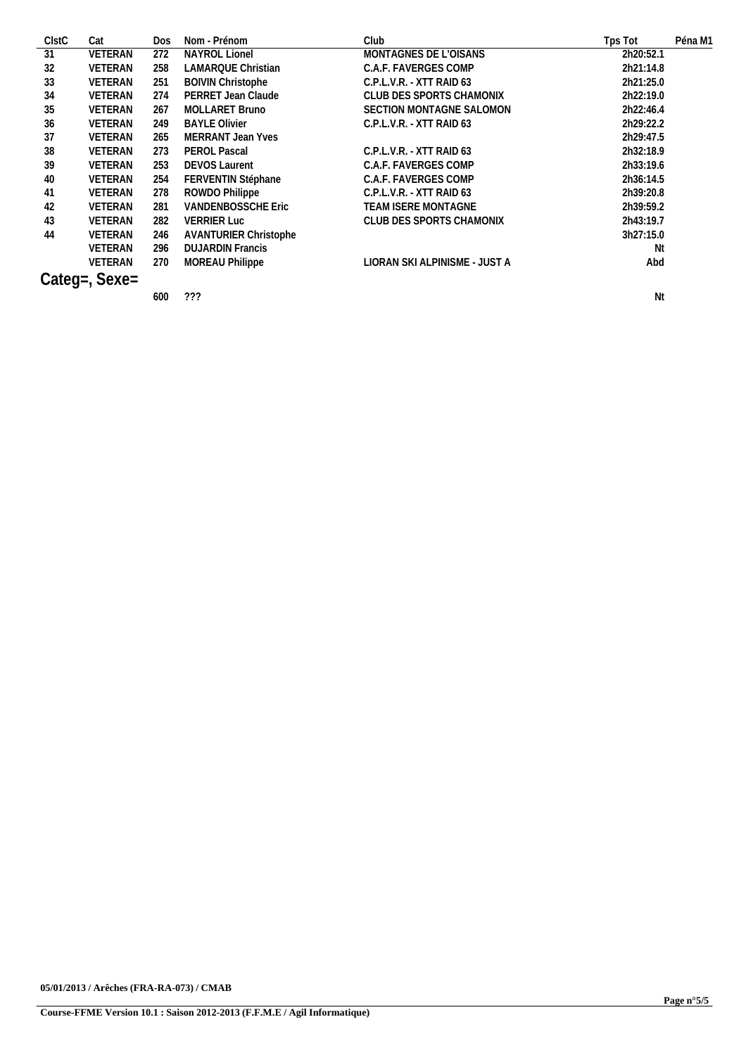| ClstC | Cat | Dos | Nom - Prénom | Club | Tps Tot | Péna M1 |
|---|---|---|---|---|---|---|
| 31 | VETERAN | 272 | NAYROL Lionel | MONTAGNES DE L'OISANS | 2h20:52.1 | |
| 32 | VETERAN | 258 | LAMARQUE Christian | C.A.F. FAVERGES COMP | 2h21:14.8 | |
| 33 | VETERAN | 251 | BOIVIN Christophe | C.P.L.V.R. - XTT RAID 63 | 2h21:25.0 | |
| 34 | VETERAN | 274 | PERRET Jean Claude | CLUB DES SPORTS CHAMONIX | 2h22:19.0 | |
| 35 | VETERAN | 267 | MOLLARET Bruno | SECTION MONTAGNE SALOMON | 2h22:46.4 | |
| 36 | VETERAN | 249 | BAYLE Olivier | C.P.L.V.R. - XTT RAID 63 | 2h29:22.2 | |
| 37 | VETERAN | 265 | MERRANT Jean Yves | | 2h29:47.5 | |
| 38 | VETERAN | 273 | PEROL Pascal | C.P.L.V.R. - XTT RAID 63 | 2h32:18.9 | |
| 39 | VETERAN | 253 | DEVOS Laurent | C.A.F. FAVERGES COMP | 2h33:19.6 | |
| 40 | VETERAN | 254 | FERVENTIN Stéphane | C.A.F. FAVERGES COMP | 2h36:14.5 | |
| 41 | VETERAN | 278 | ROWDO Philippe | C.P.L.V.R. - XTT RAID 63 | 2h39:20.8 | |
| 42 | VETERAN | 281 | VANDENBOSSCHE Eric | TEAM ISERE MONTAGNE | 2h39:59.2 | |
| 43 | VETERAN | 282 | VERRIER Luc | CLUB DES SPORTS CHAMONIX | 2h43:19.7 | |
| 44 | VETERAN | 246 | AVANTURIER Christophe | | 3h27:15.0 | |
| | VETERAN | 296 | DUJARDIN Francis | | Nt | |
| | VETERAN | 270 | MOREAU Philippe | LIORAN SKI ALPINISME - JUST A | Abd | |

## Categ=, Sexe=

| ClstC | Cat | Dos | Nom - Prénom | Club | Tps Tot | Péna M1 |
|---|---|---|---|---|---|---|
| | | 600 | ??? | | Nt | |

**05/01/2013 / Arêches (FRA-RA-073) / CMAB**

**Course-FFME Version 10.1 : Saison 2012-2013 (F.F.M.E / Agil Informatique)**